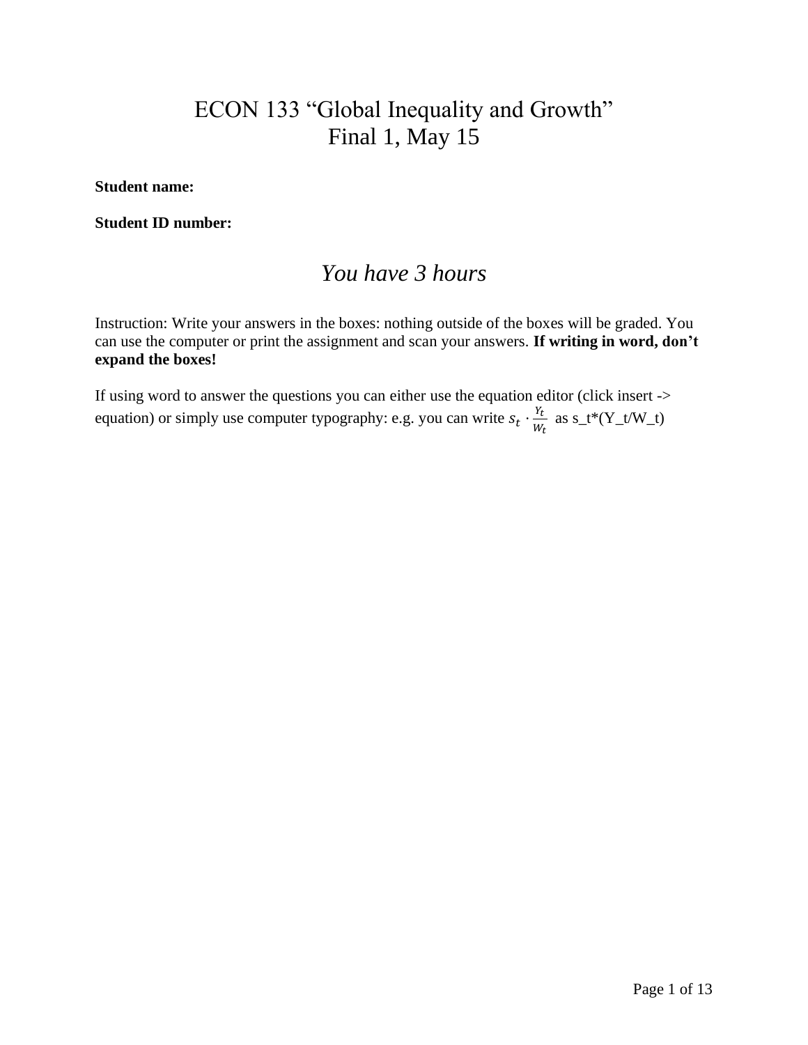# ECON 133 "Global Inequality and Growth"
# Final 1, May 15

**Student name:**

**Student ID number:**

## *You have 3 hours*

Instruction: Write your answers in the boxes: nothing outside of the boxes will be graded. You can use the computer or print the assignment and scan your answers. **If writing in word, don't expand the boxes!**

If using word to answer the questions you can either use the equation editor (click insert -> equation) or simply use computer typography: e.g. you can write $s_t \cdot \frac{Y_t}{W_t}$ as s_t*(Y_t/W_t)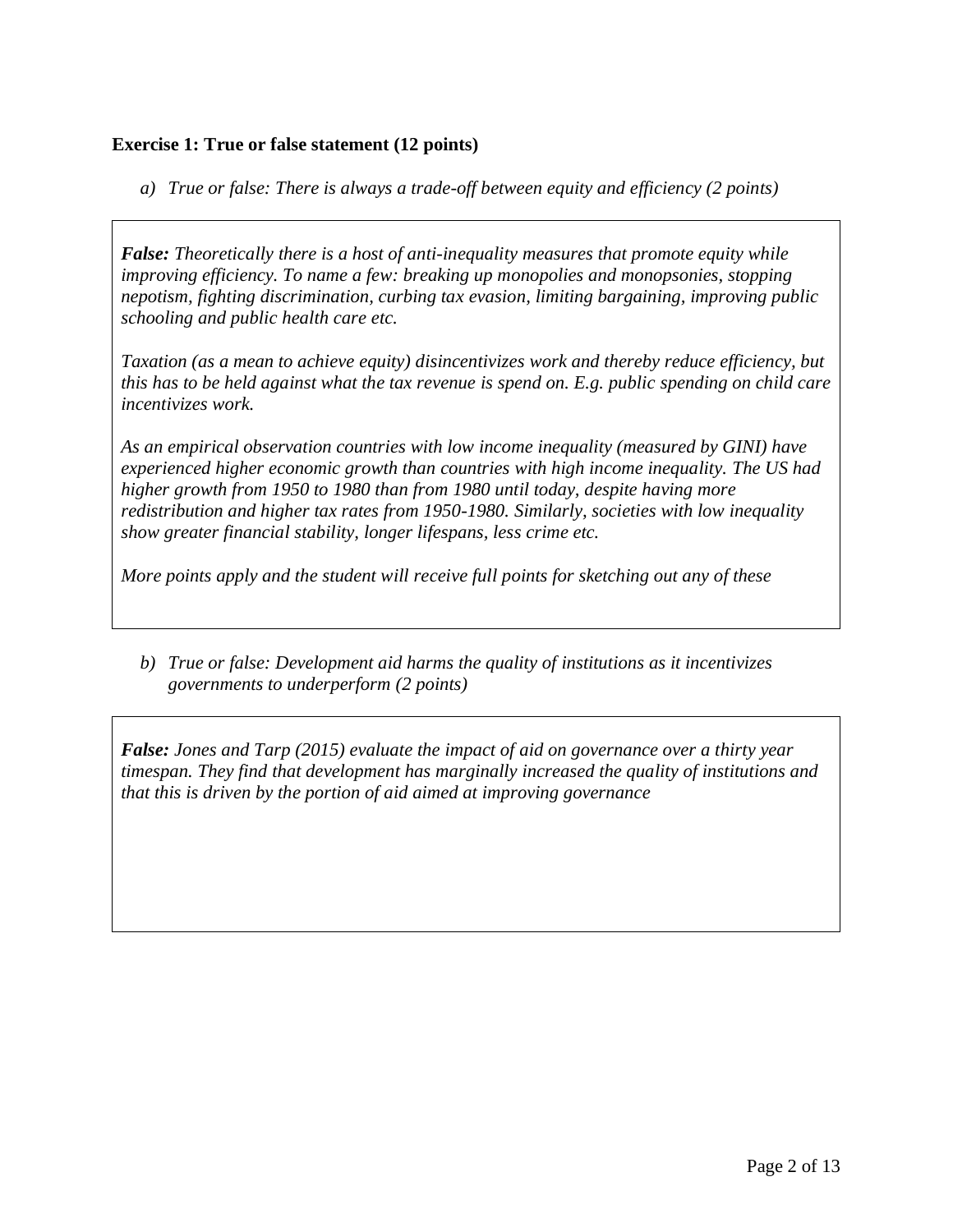**Exercise 1: True or false statement (12 points)**

a) *True or false: There is always a trade-off between equity and efficiency (2 points)*

***False:*** *Theoretically there is a host of anti-inequality measures that promote equity while improving efficiency. To name a few: breaking up monopolies and monopsonies, stopping nepotism, fighting discrimination, curbing tax evasion, limiting bargaining, improving public schooling and public health care etc.*

*Taxation (as a mean to achieve equity) disincentivizes work and thereby reduce efficiency, but this has to be held against what the tax revenue is spend on. E.g. public spending on child care incentivizes work.*

*As an empirical observation countries with low income inequality (measured by GINI) have experienced higher economic growth than countries with high income inequality. The US had higher growth from 1950 to 1980 than from 1980 until today, despite having more redistribution and higher tax rates from 1950-1980. Similarly, societies with low inequality show greater financial stability, longer lifespans, less crime etc.*

*More points apply and the student will receive full points for sketching out any of these*

b) *True or false: Development aid harms the quality of institutions as it incentivizes governments to underperform (2 points)*

***False:*** *Jones and Tarp (2015) evaluate the impact of aid on governance over a thirty year timespan. They find that development has marginally increased the quality of institutions and that this is driven by the portion of aid aimed at improving governance*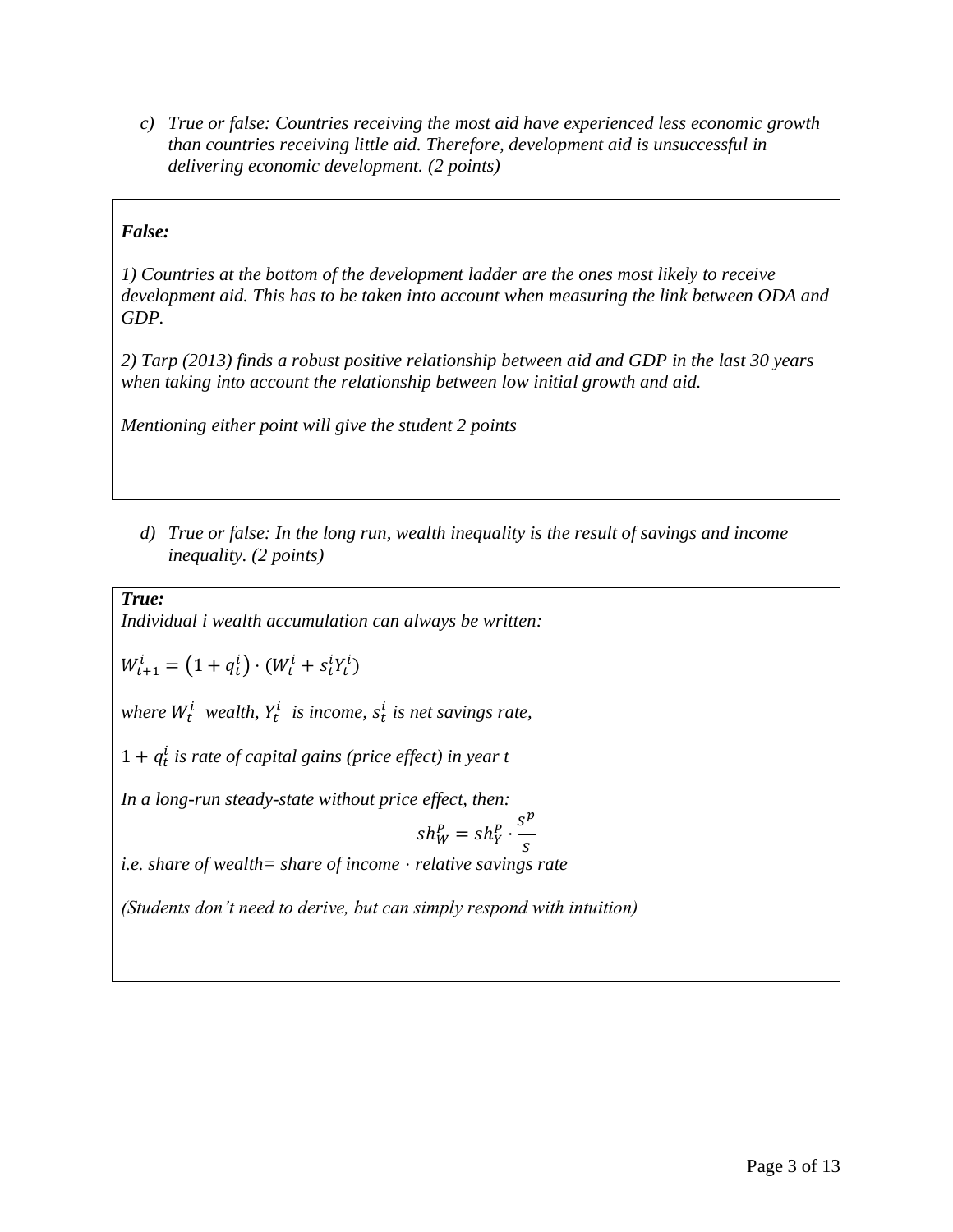*c) True or false: Countries receiving the most aid have experienced less economic growth than countries receiving little aid. Therefore, development aid is unsuccessful in delivering economic development. (2 points)*

***False:***

*1) Countries at the bottom of the development ladder are the ones most likely to receive development aid. This has to be taken into account when measuring the link between ODA and GDP.*

*2) Tarp (2013) finds a robust positive relationship between aid and GDP in the last 30 years when taking into account the relationship between low initial growth and aid.*

*Mentioning either point will give the student 2 points*

*d) True or false: In the long run, wealth inequality is the result of savings and income inequality. (2 points)*

***True:***

*Individual i wealth accumulation can always be written:*

$$W_{t+1}^{i} = \left(1 + q_{t}^{i}\right) \cdot (W_{t}^{i} + s_{t}^{i} Y_{t}^{i})$$

*where $W_t^i$ wealth, $Y_t^i$ is income, $s_t^i$ is net savings rate,*

*$1 + q_t^i$ is rate of capital gains (price effect) in year t*

*In a long-run steady-state without price effect, then:*

$$sh_W^P = sh_Y^P \cdot \frac{s^p}{s}$$

*i.e. share of wealth= share of income · relative savings rate*

*(Students don't need to derive, but can simply respond with intuition)*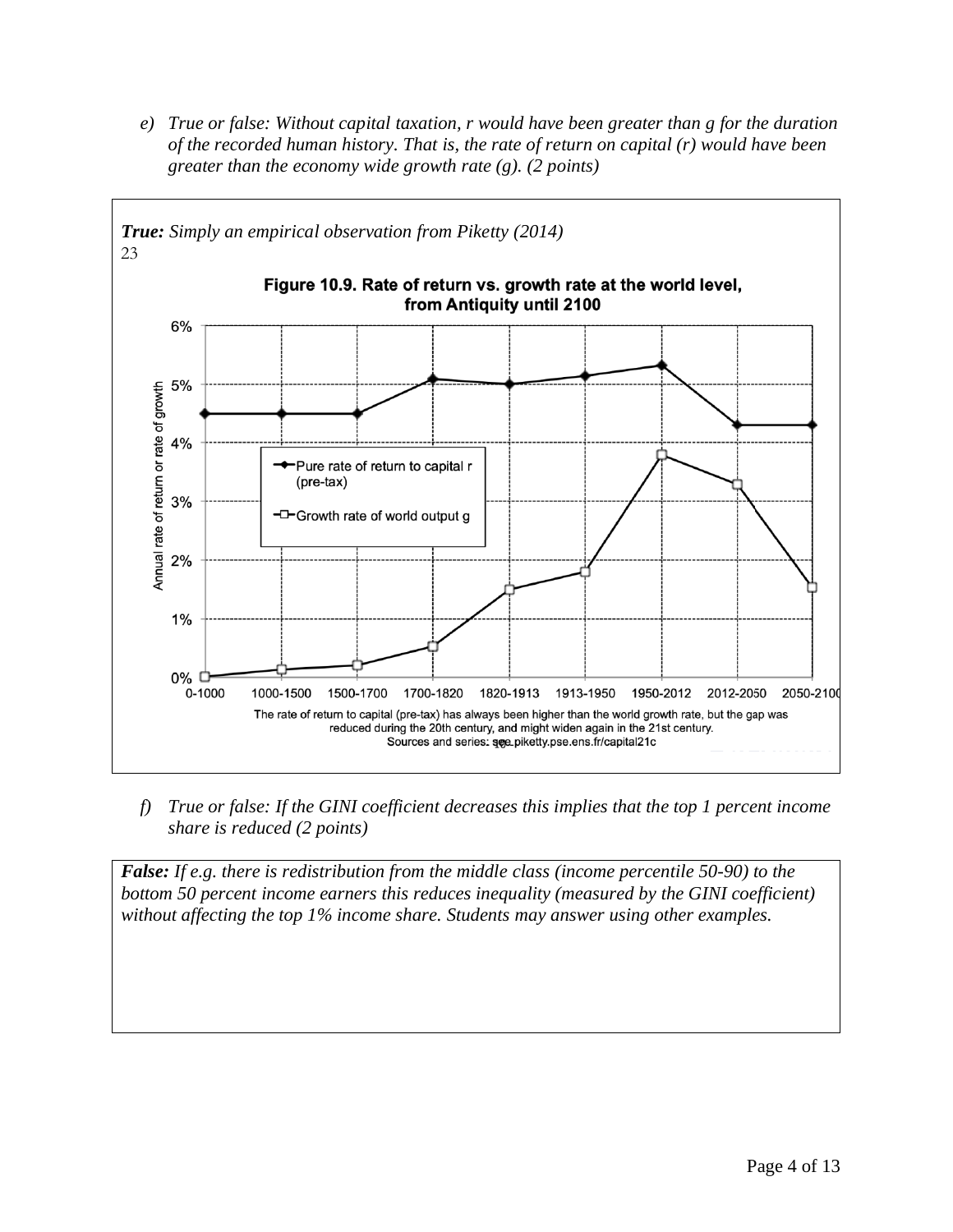e) *True or false: Without capital taxation, r would have been greater than g for the duration of the recorded human history. That is, the rate of return on capital (r) would have been greater than the economy wide growth rate (g). (2 points)*

***True:*** *Simply an empirical observation from Piketty (2014)*
23

**Figure 10.9. Rate of return vs. growth rate at the world level, from Antiquity until 2100**

The rate of return to capital (pre-tax) has always been higher than the world growth rate, but the gap was reduced during the 20th century, and might widen again in the 21st century.
Sources and series: see piketty.pse.ens.fr/capital21c

f) *True or false: If the GINI coefficient decreases this implies that the top 1 percent income share is reduced (2 points)*

***False:*** *If e.g. there is redistribution from the middle class (income percentile 50-90) to the bottom 50 percent income earners this reduces inequality (measured by the GINI coefficient) without affecting the top 1% income share. Students may answer using other examples.*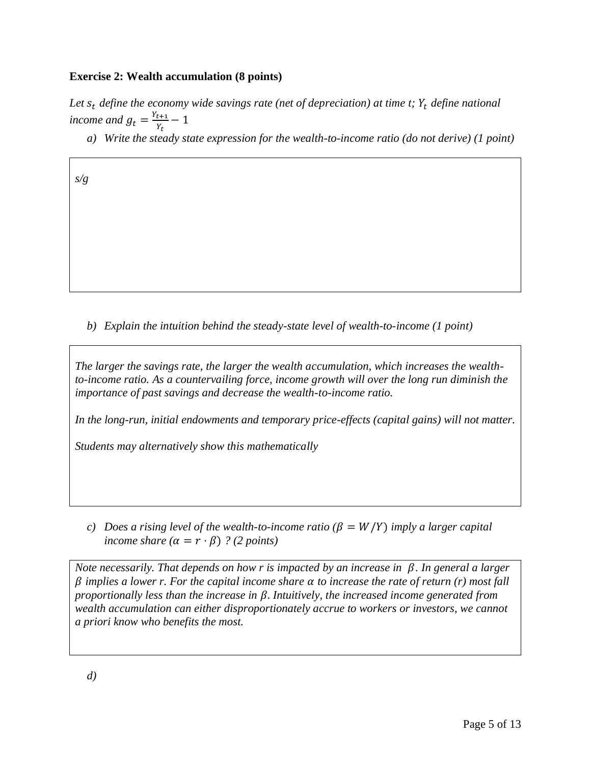**Exercise 2: Wealth accumulation (8 points)**

*Let $s_t$ define the economy wide savings rate (net of depreciation) at time t; $Y_t$ define national income and $g_t = \frac{Y_{t+1}}{Y_t} - 1$*

a) *Write the steady state expression for the wealth-to-income ratio (do not derive) (1 point)*

*s/g*

b) *Explain the intuition behind the steady-state level of wealth-to-income (1 point)*

*The larger the savings rate, the larger the wealth accumulation, which increases the wealth-to-income ratio. As a countervailing force, income growth will over the long run diminish the importance of past savings and decrease the wealth-to-income ratio.*

*In the long-run, initial endowments and temporary price-effects (capital gains) will not matter.*

*Students may alternatively show this mathematically*

c) *Does a rising level of the wealth-to-income ratio ($\beta = W/Y$) imply a larger capital income share ($\alpha = r \cdot \beta$) ? (2 points)*

*Note necessarily. That depends on how r is impacted by an increase in $\beta$. In general a larger $\beta$ implies a lower r. For the capital income share $\alpha$ to increase the rate of return (r) most fall proportionally less than the increase in $\beta$. Intuitively, the increased income generated from wealth accumulation can either disproportionately accrue to workers or investors, we cannot a priori know who benefits the most.*

d)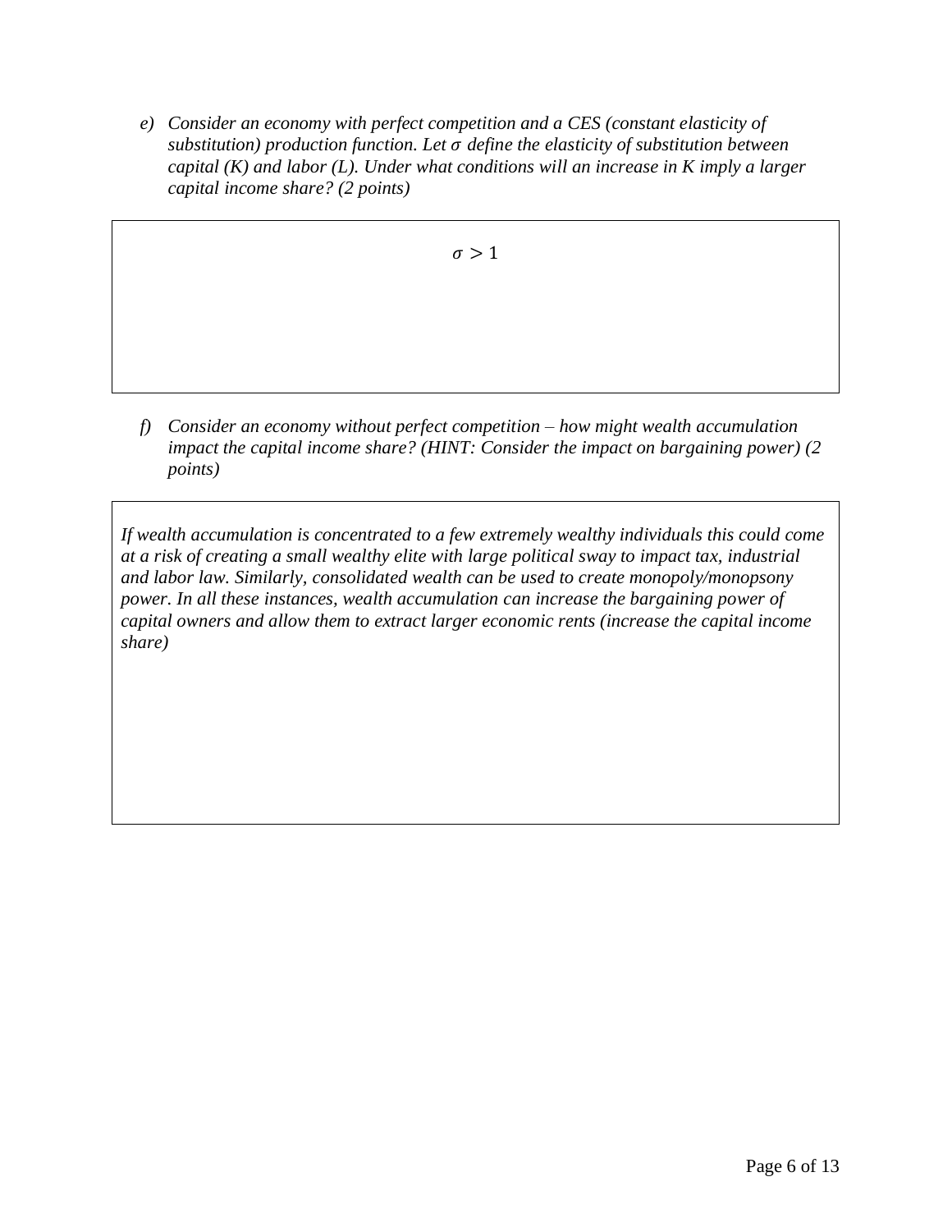*e) Consider an economy with perfect competition and a CES (constant elasticity of substitution) production function. Let $\sigma$ define the elasticity of substitution between capital (K) and labor (L). Under what conditions will an increase in K imply a larger capital income share? (2 points)*

$$\sigma > 1$$

*f) Consider an economy without perfect competition – how might wealth accumulation impact the capital income share? (HINT: Consider the impact on bargaining power) (2 points)*

*If wealth accumulation is concentrated to a few extremely wealthy individuals this could come at a risk of creating a small wealthy elite with large political sway to impact tax, industrial and labor law. Similarly, consolidated wealth can be used to create monopoly/monopsony power. In all these instances, wealth accumulation can increase the bargaining power of capital owners and allow them to extract larger economic rents (increase the capital income share)*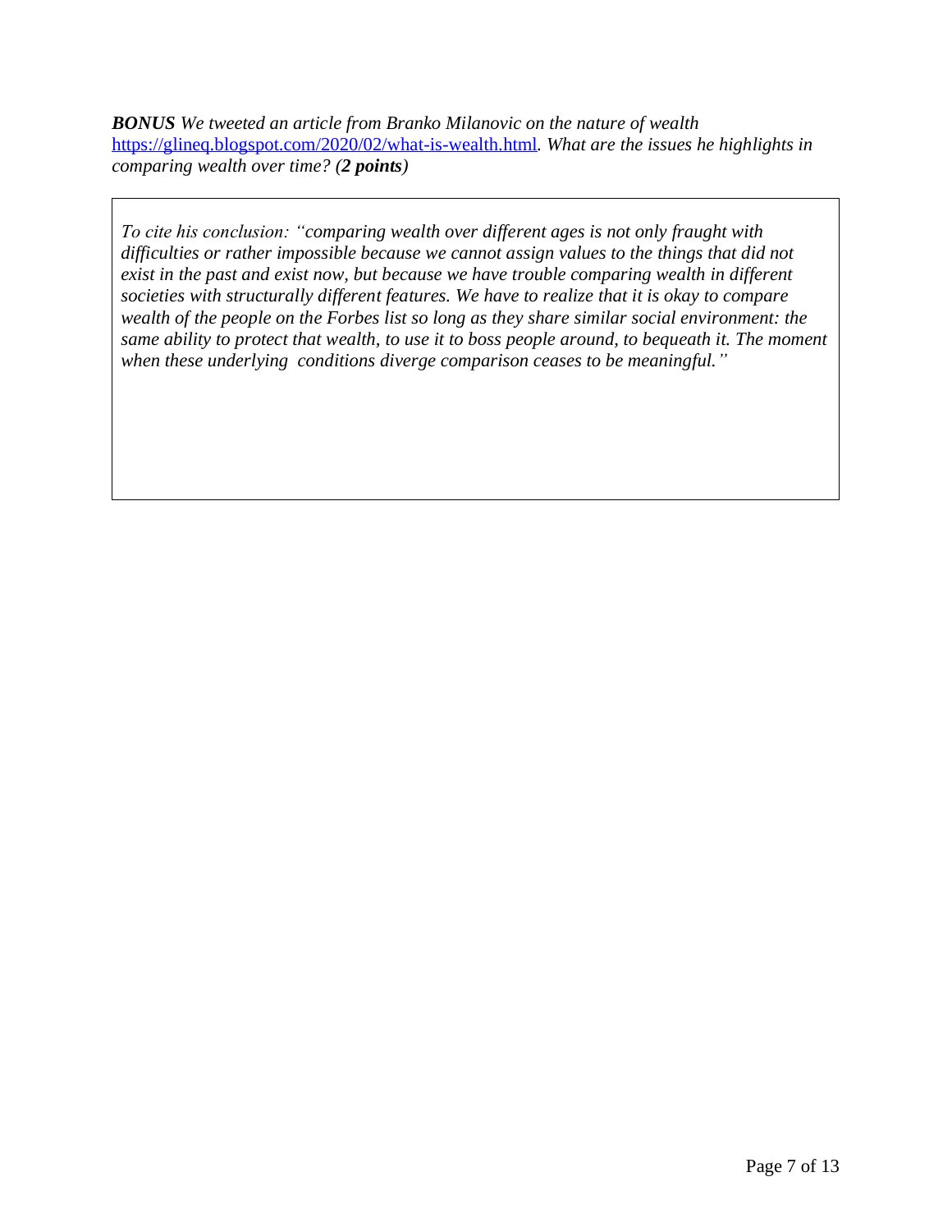***BONUS*** *We tweeted an article from Branko Milanovic on the nature of wealth* [https://glineq.blogspot.com/2020/02/what-is-wealth.html](https://glineq.blogspot.com/2020/02/what-is-wealth.html)*. What are the issues he highlights in comparing wealth over time? (**2 points**)*

*To cite his conclusion: "comparing wealth over different ages is not only fraught with difficulties or rather impossible because we cannot assign values to the things that did not exist in the past and exist now, but because we have trouble comparing wealth in different societies with structurally different features. We have to realize that it is okay to compare wealth of the people on the Forbes list so long as they share similar social environment: the same ability to protect that wealth, to use it to boss people around, to bequeath it. The moment when these underlying conditions diverge comparison ceases to be meaningful."*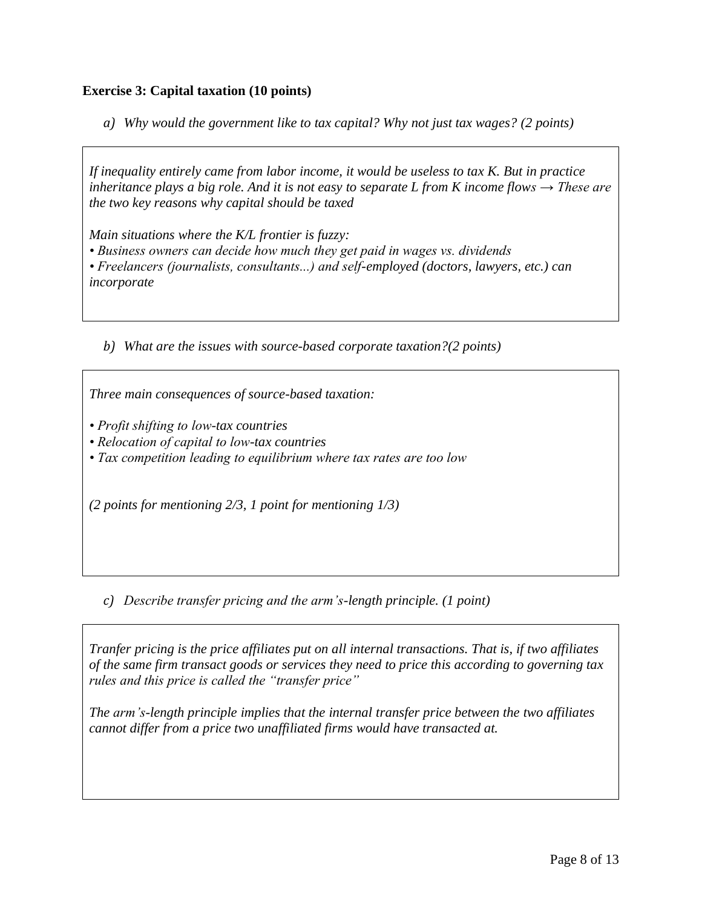**Exercise 3: Capital taxation (10 points)**

*a) Why would the government like to tax capital? Why not just tax wages? (2 points)*

*If inequality entirely came from labor income, it would be useless to tax K. But in practice inheritance plays a big role. And it is not easy to separate L from K income flows → These are the two key reasons why capital should be taxed*

*Main situations where the K/L frontier is fuzzy:*

*• Business owners can decide how much they get paid in wages vs. dividends*
*• Freelancers (journalists, consultants...) and self-employed (doctors, lawyers, etc.) can incorporate*

*b) What are the issues with source-based corporate taxation?(2 points)*

*Three main consequences of source-based taxation:*

*• Profit shifting to low-tax countries*
*• Relocation of capital to low-tax countries*
*• Tax competition leading to equilibrium where tax rates are too low*

*(2 points for mentioning 2/3, 1 point for mentioning 1/3)*

*c) Describe transfer pricing and the arm's-length principle. (1 point)*

*Tranfer pricing is the price affiliates put on all internal transactions. That is, if two affiliates of the same firm transact goods or services they need to price this according to governing tax rules and this price is called the "transfer price"*

*The arm's-length principle implies that the internal transfer price between the two affiliates cannot differ from a price two unaffiliated firms would have transacted at.*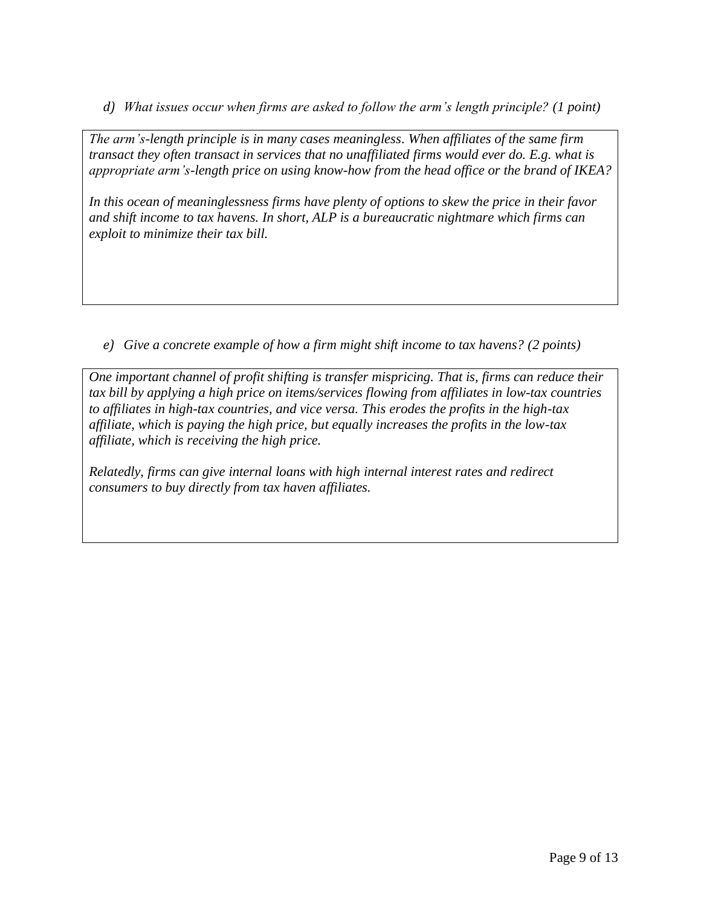*d) What issues occur when firms are asked to follow the arm's length principle? (1 point)*

*The arm's-length principle is in many cases meaningless. When affiliates of the same firm transact they often transact in services that no unaffiliated firms would ever do. E.g. what is appropriate arm's-length price on using know-how from the head office or the brand of IKEA?*

*In this ocean of meaninglessness firms have plenty of options to skew the price in their favor and shift income to tax havens. In short, ALP is a bureaucratic nightmare which firms can exploit to minimize their tax bill.*

*e) Give a concrete example of how a firm might shift income to tax havens? (2 points)*

*One important channel of profit shifting is transfer mispricing. That is, firms can reduce their tax bill by applying a high price on items/services flowing from affiliates in low-tax countries to affiliates in high-tax countries, and vice versa. This erodes the profits in the high-tax affiliate, which is paying the high price, but equally increases the profits in the low-tax affiliate, which is receiving the high price.*

*Relatedly, firms can give internal loans with high internal interest rates and redirect consumers to buy directly from tax haven affiliates.*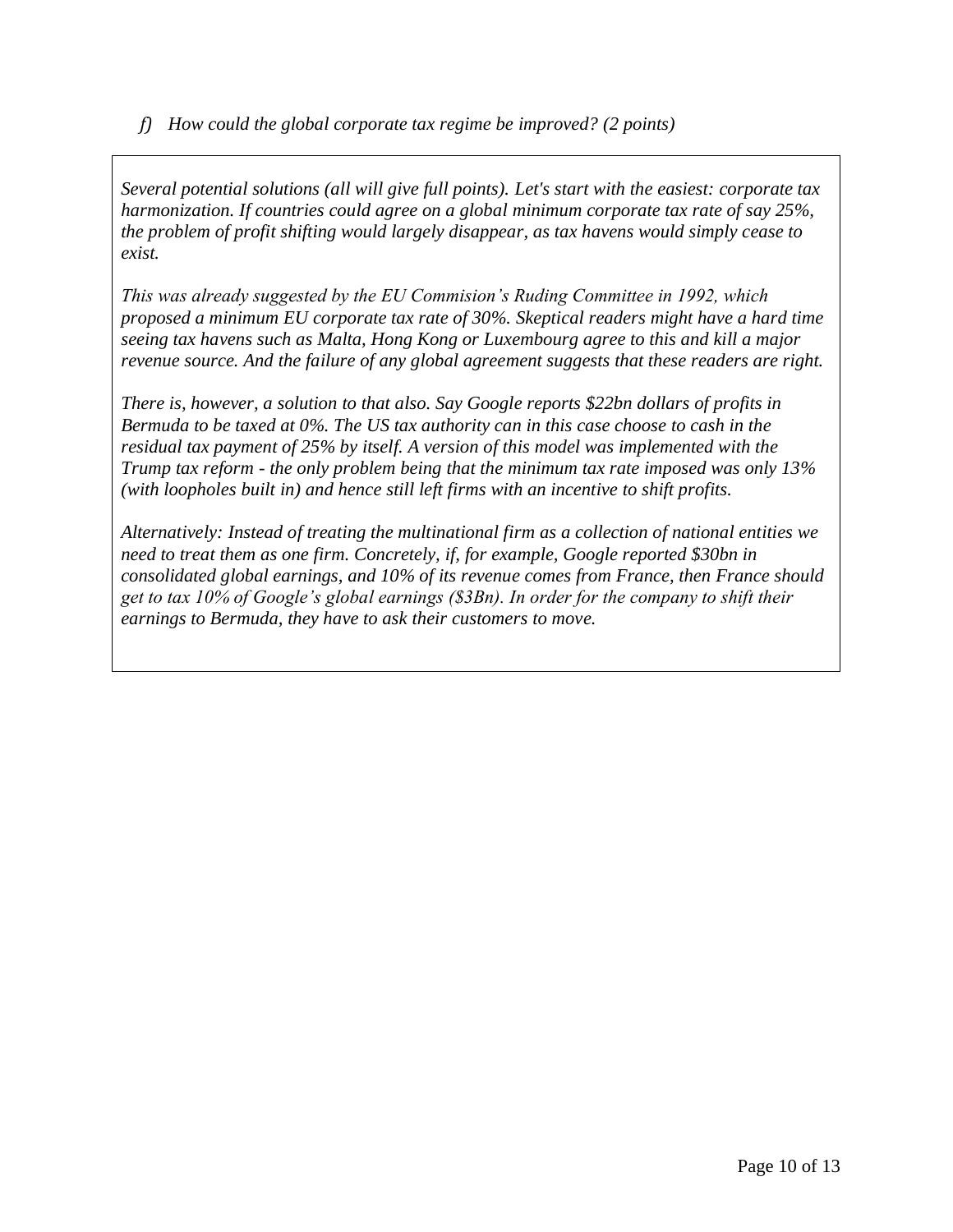*f) How could the global corporate tax regime be improved? (2 points)*

*Several potential solutions (all will give full points). Let's start with the easiest: corporate tax harmonization. If countries could agree on a global minimum corporate tax rate of say 25%, the problem of profit shifting would largely disappear, as tax havens would simply cease to exist.*

*This was already suggested by the EU Commision's Ruding Committee in 1992, which proposed a minimum EU corporate tax rate of 30%. Skeptical readers might have a hard time seeing tax havens such as Malta, Hong Kong or Luxembourg agree to this and kill a major revenue source. And the failure of any global agreement suggests that these readers are right.*

*There is, however, a solution to that also. Say Google reports $22bn dollars of profits in Bermuda to be taxed at 0%. The US tax authority can in this case choose to cash in the residual tax payment of 25% by itself. A version of this model was implemented with the Trump tax reform - the only problem being that the minimum tax rate imposed was only 13% (with loopholes built in) and hence still left firms with an incentive to shift profits.*

*Alternatively: Instead of treating the multinational firm as a collection of national entities we need to treat them as one firm. Concretely, if, for example, Google reported $30bn in consolidated global earnings, and 10% of its revenue comes from France, then France should get to tax 10% of Google's global earnings ($3Bn). In order for the company to shift their earnings to Bermuda, they have to ask their customers to move.*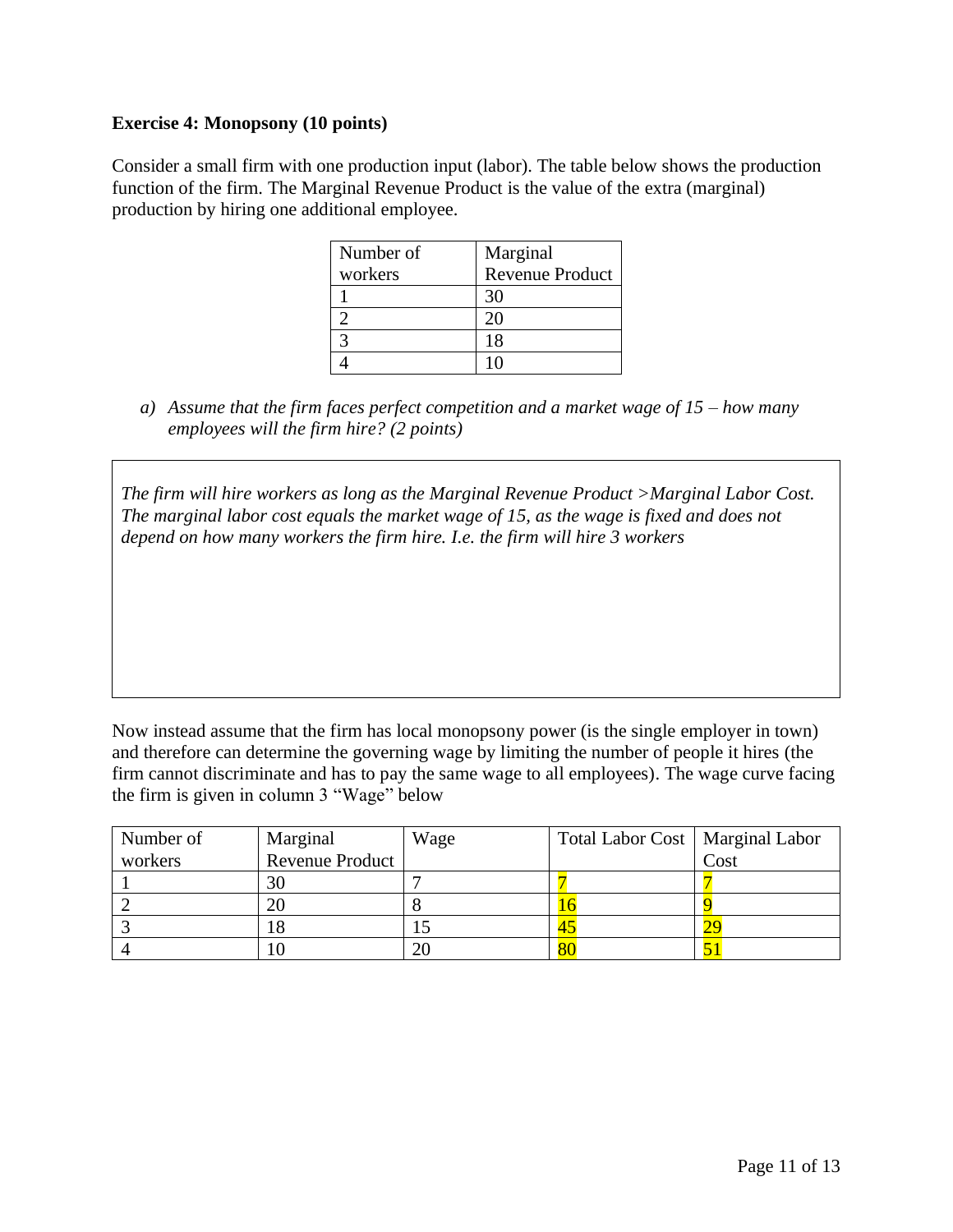**Exercise 4: Monopsony (10 points)**

Consider a small firm with one production input (labor). The table below shows the production function of the firm. The Marginal Revenue Product is the value of the extra (marginal) production by hiring one additional employee.

| Number of workers | Marginal Revenue Product |
|---|---|
| 1 | 30 |
| 2 | 20 |
| 3 | 18 |
| 4 | 10 |

*a) Assume that the firm faces perfect competition and a market wage of 15 – how many employees will the firm hire? (2 points)*

*The firm will hire workers as long as the Marginal Revenue Product >Marginal Labor Cost. The marginal labor cost equals the market wage of 15, as the wage is fixed and does not depend on how many workers the firm hire. I.e. the firm will hire 3 workers*

Now instead assume that the firm has local monopsony power (is the single employer in town) and therefore can determine the governing wage by limiting the number of people it hires (the firm cannot discriminate and has to pay the same wage to all employees). The wage curve facing the firm is given in column 3 "Wage" below

| Number of workers | Marginal Revenue Product | Wage | Total Labor Cost | Marginal Labor Cost |
|---|---|---|---|---|
| 1 | 30 | 7 | 7 | 7 |
| 2 | 20 | 8 | 16 | 9 |
| 3 | 18 | 15 | 45 | 29 |
| 4 | 10 | 20 | 80 | 51 |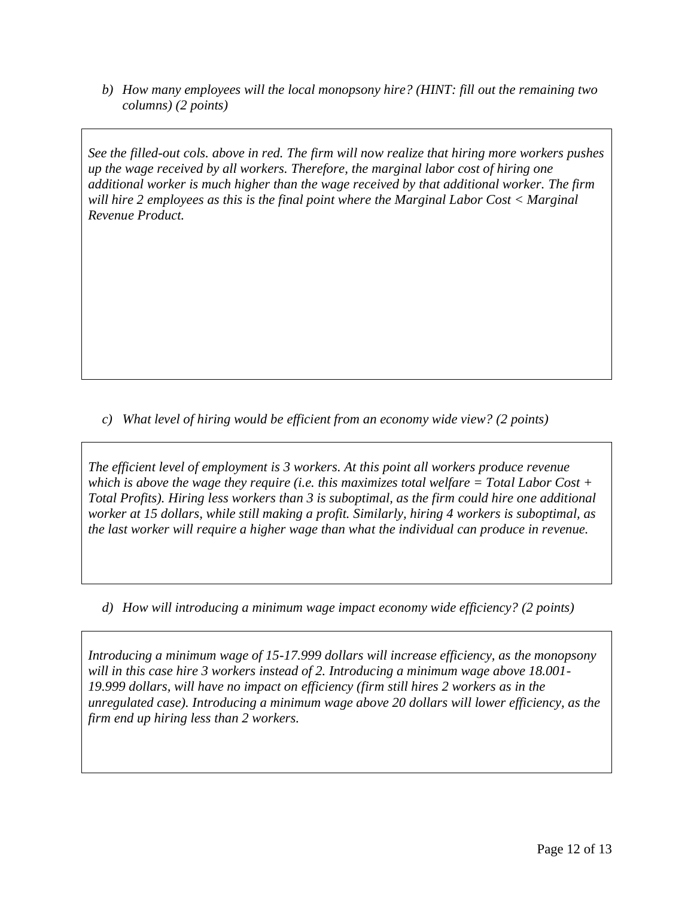*b) How many employees will the local monopsony hire? (HINT: fill out the remaining two columns) (2 points)*

*See the filled-out cols. above in red. The firm will now realize that hiring more workers pushes up the wage received by all workers. Therefore, the marginal labor cost of hiring one additional worker is much higher than the wage received by that additional worker. The firm will hire 2 employees as this is the final point where the Marginal Labor Cost < Marginal Revenue Product.*

*c) What level of hiring would be efficient from an economy wide view? (2 points)*

*The efficient level of employment is 3 workers. At this point all workers produce revenue which is above the wage they require (i.e. this maximizes total welfare = Total Labor Cost + Total Profits). Hiring less workers than 3 is suboptimal, as the firm could hire one additional worker at 15 dollars, while still making a profit. Similarly, hiring 4 workers is suboptimal, as the last worker will require a higher wage than what the individual can produce in revenue.*

*d) How will introducing a minimum wage impact economy wide efficiency? (2 points)*

*Introducing a minimum wage of 15-17.999 dollars will increase efficiency, as the monopsony will in this case hire 3 workers instead of 2. Introducing a minimum wage above 18.001-19.999 dollars, will have no impact on efficiency (firm still hires 2 workers as in the unregulated case). Introducing a minimum wage above 20 dollars will lower efficiency, as the firm end up hiring less than 2 workers.*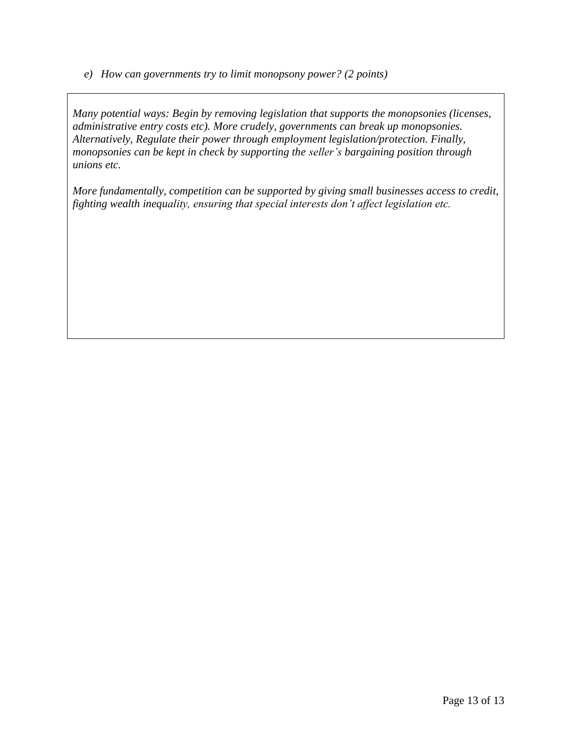*e) How can governments try to limit monopsony power? (2 points)*

*Many potential ways: Begin by removing legislation that supports the monopsonies (licenses, administrative entry costs etc). More crudely, governments can break up monopsonies. Alternatively, Regulate their power through employment legislation/protection. Finally, monopsonies can be kept in check by supporting the seller's bargaining position through unions etc.*

*More fundamentally, competition can be supported by giving small businesses access to credit, fighting wealth inequality, ensuring that special interests don't affect legislation etc.*